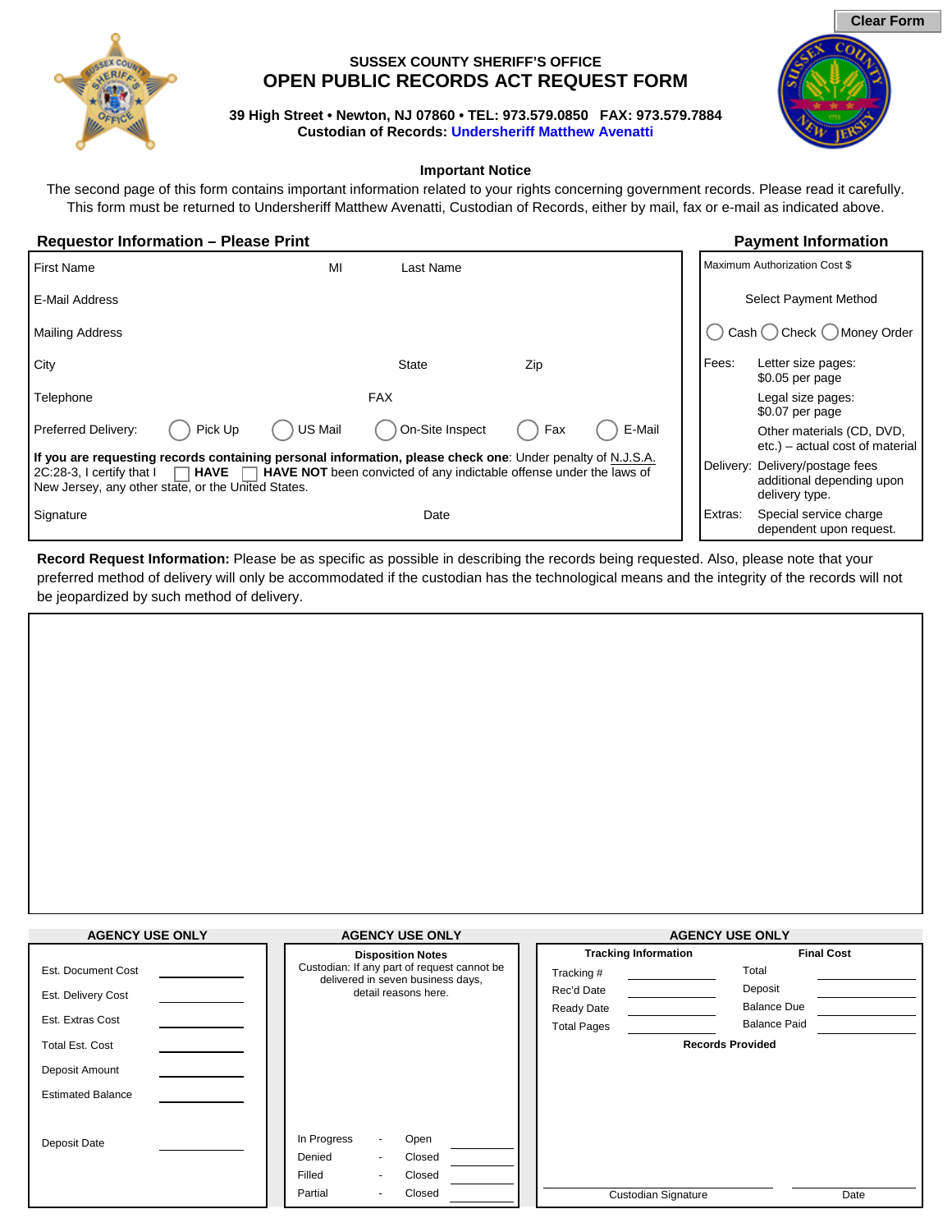Clear Form

**SUSSEX COUNTY SHERIFF'S OFFICE**

# OPEN PUBLIC RECORDS ACT REQUEST FORM

**39 High Street • Newton, NJ 07860 • TEL: 973.579.0850 FAX: 973.579.7884**
**Custodian of Records: Undersheriff Matthew Avenatti**

**Important Notice**

The second page of this form contains important information related to your rights concerning government records. Please read it carefully. This form must be returned to Undersheriff Matthew Avenatti, Custodian of Records, either by mail, fax or e-mail as indicated above.

## Requestor Information – Please Print

First Name    MI    Last Name

E-Mail Address

Mailing Address

City    State    Zip

Telephone    FAX

Preferred Delivery: ◯ Pick Up ◯ US Mail ◯ On-Site Inspect ◯ Fax ◯ E-Mail

**If you are requesting records containing personal information, please check one**: Under penalty of N.J.S.A. 2C:28-3, I certify that I ☐ **HAVE** ☐ **HAVE NOT** been convicted of any indictable offense under the laws of New Jersey, any other state, or the United States.

Signature    Date

## Payment Information

Maximum Authorization Cost $

Select Payment Method

◯ Cash ◯ Check ◯ Money Order

| | |
|---|---|
| Fees: | Letter size pages: $0.05 per page |
| | Legal size pages: $0.07 per page |
| | Other materials (CD, DVD, etc.) – actual cost of material |
| Delivery: | Delivery/postage fees additional depending upon delivery type. |
| Extras: | Special service charge dependent upon request. |

**Record Request Information:** Please be as specific as possible in describing the records being requested. Also, please note that your preferred method of delivery will only be accommodated if the custodian has the technological means and the integrity of the records will not be jeopardized by such method of delivery.

## AGENCY USE ONLY

Est. Document Cost ________

Est. Delivery Cost ________

Est. Extras Cost ________

Total Est. Cost ________

Deposit Amount ________

Estimated Balance ________

Deposit Date ________

## AGENCY USE ONLY

**Disposition Notes**

Custodian: If any part of request cannot be delivered in seven business days, detail reasons here.

| | | | |
|---|---|---|---|
| In Progress | - | Open | ________ |
| Denied | - | Closed | ________ |
| Filled | - | Closed | ________ |
| Partial | - | Closed | ________ |

## AGENCY USE ONLY

| **Tracking Information** | | **Final Cost** | |
|---|---|---|---|
| Tracking # | ________ | Total | ________ |
| Rec'd Date | ________ | Deposit | ________ |
| Ready Date | ________ | Balance Due | ________ |
| Total Pages | ________ | Balance Paid | ________ |

**Records Provided**

Custodian Signature    Date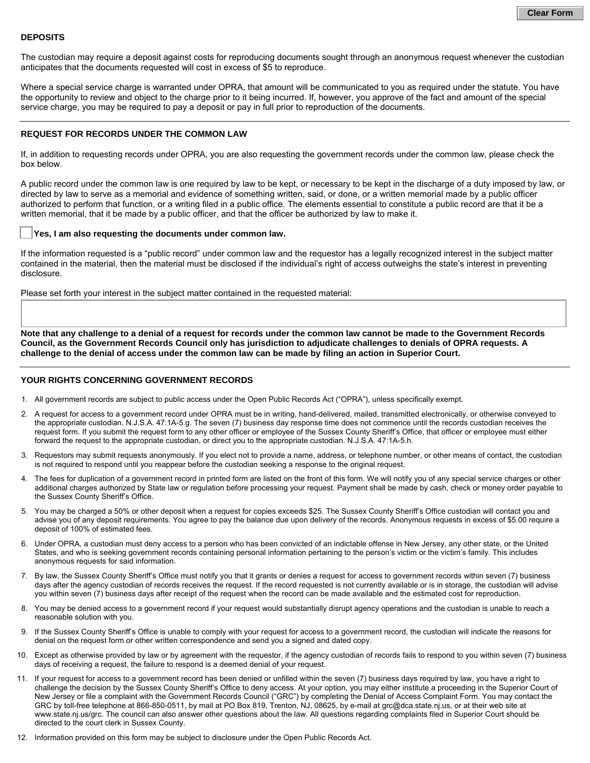## DEPOSITS

The custodian may require a deposit against costs for reproducing documents sought through an anonymous request whenever the custodian anticipates that the documents requested will cost in excess of $5 to reproduce.

Where a special service charge is warranted under OPRA, that amount will be communicated to you as required under the statute. You have the opportunity to review and object to the charge prior to it being incurred. If, however, you approve of the fact and amount of the special service charge, you may be required to pay a deposit or pay in full prior to reproduction of the documents.

---

## REQUEST FOR RECORDS UNDER THE COMMON LAW

If, in addition to requesting records under OPRA, you are also requesting the government records under the common law, please check the box below.

A public record under the common law is one required by law to be kept, or necessary to be kept in the discharge of a duty imposed by law, or directed by law to serve as a memorial and evidence of something written, said, or done, or a written memorial made by a public officer authorized to perform that function, or a writing filed in a public office. The elements essential to constitute a public record are that it be a written memorial, that it be made by a public officer, and that the officer be authorized by law to make it.

☐ **Yes, I am also requesting the documents under common law.**

If the information requested is a "public record" under common law and the requestor has a legally recognized interest in the subject matter contained in the material, then the material must be disclosed if the individual's right of access outweighs the state's interest in preventing disclosure.

Please set forth your interest in the subject matter contained in the requested material:

**Note that any challenge to a denial of a request for records under the common law cannot be made to the Government Records Council, as the Government Records Council only has jurisdiction to adjudicate challenges to denials of OPRA requests. A challenge to the denial of access under the common law can be made by filing an action in Superior Court.**

---

## YOUR RIGHTS CONCERNING GOVERNMENT RECORDS

1. All government records are subject to public access under the Open Public Records Act ("OPRA"), unless specifically exempt.
2. A request for access to a government record under OPRA must be in writing, hand-delivered, mailed, transmitted electronically, or otherwise conveyed to the appropriate custodian. N.J.S.A. 47:1A-5.g. The seven (7) business day response time does not commence until the records custodian receives the request form. If you submit the request form to any other officer or employee of the Sussex County Sheriff's Office, that officer or employee must either forward the request to the appropriate custodian, or direct you to the appropriate custodian. N.J.S.A. 47:1A-5.h.
3. Requestors may submit requests anonymously. If you elect not to provide a name, address, or telephone number, or other means of contact, the custodian is not required to respond until you reappear before the custodian seeking a response to the original request.
4. The fees for duplication of a government record in printed form are listed on the front of this form. We will notify you of any special service charges or other additional charges authorized by State law or regulation before processing your request. Payment shall be made by cash, check or money order payable to the Sussex County Sheriff's Office.
5. You may be charged a 50% or other deposit when a request for copies exceeds $25. The Sussex County Sheriff's Office custodian will contact you and advise you of any deposit requirements. You agree to pay the balance due upon delivery of the records. Anonymous requests in excess of $5.00 require a deposit of 100% of estimated fees.
6. Under OPRA, a custodian must deny access to a person who has been convicted of an indictable offense in New Jersey, any other state, or the United States, and who is seeking government records containing personal information pertaining to the person's victim or the victim's family. This includes anonymous requests for said information.
7. By law, the Sussex County Sheriff's Office must notify you that it grants or denies a request for access to government records within seven (7) business days after the agency custodian of records receives the request. If the record requested is not currently available or is in storage, the custodian will advise you within seven (7) business days after receipt of the request when the record can be made available and the estimated cost for reproduction.
8. You may be denied access to a government record if your request would substantially disrupt agency operations and the custodian is unable to reach a reasonable solution with you.
9. If the Sussex County Sheriff's Office is unable to comply with your request for access to a government record, the custodian will indicate the reasons for denial on the request form or other written correspondence and send you a signed and dated copy.
10. Except as otherwise provided by law or by agreement with the requestor, if the agency custodian of records fails to respond to you within seven (7) business days of receiving a request, the failure to respond is a deemed denial of your request.
11. If your request for access to a government record has been denied or unfilled within the seven (7) business days required by law, you have a right to challenge the decision by the Sussex County Sheriff's Office to deny access. At your option, you may either institute a proceeding in the Superior Court of New Jersey or file a complaint with the Government Records Council ("GRC") by completing the Denial of Access Complaint Form. You may contact the GRC by toll-free telephone at 866-850-0511, by mail at PO Box 819, Trenton, NJ, 08625, by e-mail at grc@dca.state.nj.us, or at their web site at www.state.nj.us/grc. The council can also answer other questions about the law. All questions regarding complaints filed in Superior Court should be directed to the court clerk in Sussex County.
12. Information provided on this form may be subject to disclosure under the Open Public Records Act.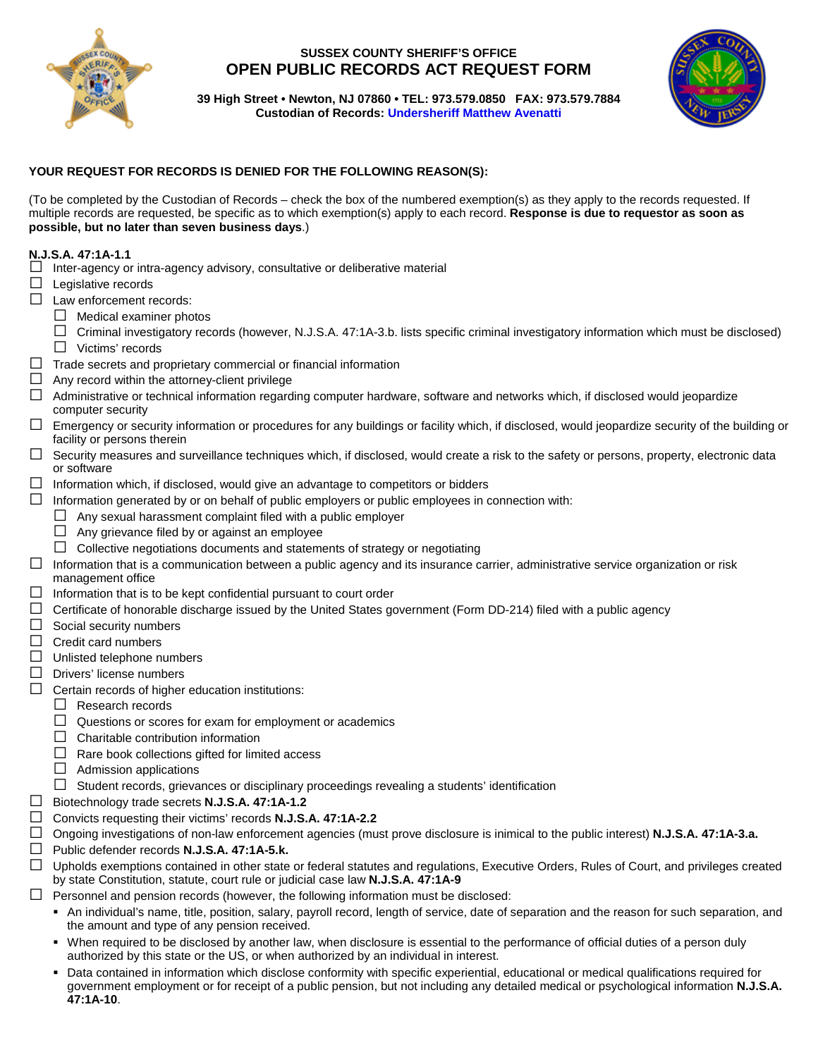**SUSSEX COUNTY SHERIFF'S OFFICE**

# OPEN PUBLIC RECORDS ACT REQUEST FORM

**39 High Street • Newton, NJ 07860 • TEL: 973.579.0850 FAX: 973.579.7884**
**Custodian of Records: Undersheriff Matthew Avenatti**

**YOUR REQUEST FOR RECORDS IS DENIED FOR THE FOLLOWING REASON(S):**

(To be completed by the Custodian of Records – check the box of the numbered exemption(s) as they apply to the records requested. If multiple records are requested, be specific as to which exemption(s) apply to each record. **Response is due to requestor as soon as possible, but no later than seven business days**.)

**N.J.S.A. 47:1A-1.1**

- ☐ Inter-agency or intra-agency advisory, consultative or deliberative material
- ☐ Legislative records
- ☐ Law enforcement records:
  - ☐ Medical examiner photos
  - ☐ Criminal investigatory records (however, N.J.S.A. 47:1A-3.b. lists specific criminal investigatory information which must be disclosed)
  - ☐ Victims' records
- ☐ Trade secrets and proprietary commercial or financial information
- ☐ Any record within the attorney-client privilege
- ☐ Administrative or technical information regarding computer hardware, software and networks which, if disclosed would jeopardize computer security
- ☐ Emergency or security information or procedures for any buildings or facility which, if disclosed, would jeopardize security of the building or facility or persons therein
- ☐ Security measures and surveillance techniques which, if disclosed, would create a risk to the safety or persons, property, electronic data or software
- ☐ Information which, if disclosed, would give an advantage to competitors or bidders
- ☐ Information generated by or on behalf of public employers or public employees in connection with:
  - ☐ Any sexual harassment complaint filed with a public employer
  - ☐ Any grievance filed by or against an employee
  - ☐ Collective negotiations documents and statements of strategy or negotiating
- ☐ Information that is a communication between a public agency and its insurance carrier, administrative service organization or risk management office
- ☐ Information that is to be kept confidential pursuant to court order
- ☐ Certificate of honorable discharge issued by the United States government (Form DD-214) filed with a public agency
- ☐ Social security numbers
- ☐ Credit card numbers
- ☐ Unlisted telephone numbers
- ☐ Drivers' license numbers
- ☐ Certain records of higher education institutions:
  - ☐ Research records
  - ☐ Questions or scores for exam for employment or academics
  - ☐ Charitable contribution information
  - ☐ Rare book collections gifted for limited access
  - ☐ Admission applications
  - ☐ Student records, grievances or disciplinary proceedings revealing a students' identification
- ☐ Biotechnology trade secrets **N.J.S.A. 47:1A-1.2**
- ☐ Convicts requesting their victims' records **N.J.S.A. 47:1A-2.2**
- ☐ Ongoing investigations of non-law enforcement agencies (must prove disclosure is inimical to the public interest) **N.J.S.A. 47:1A-3.a.**
- ☐ Public defender records **N.J.S.A. 47:1A-5.k.**
- ☐ Upholds exemptions contained in other state or federal statutes and regulations, Executive Orders, Rules of Court, and privileges created by state Constitution, statute, court rule or judicial case law **N.J.S.A. 47:1A-9**
- ☐ Personnel and pension records (however, the following information must be disclosed:
  - An individual's name, title, position, salary, payroll record, length of service, date of separation and the reason for such separation, and the amount and type of any pension received.
  - When required to be disclosed by another law, when disclosure is essential to the performance of official duties of a person duly authorized by this state or the US, or when authorized by an individual in interest.
  - Data contained in information which disclose conformity with specific experiential, educational or medical qualifications required for government employment or for receipt of a public pension, but not including any detailed medical or psychological information **N.J.S.A. 47:1A-10**.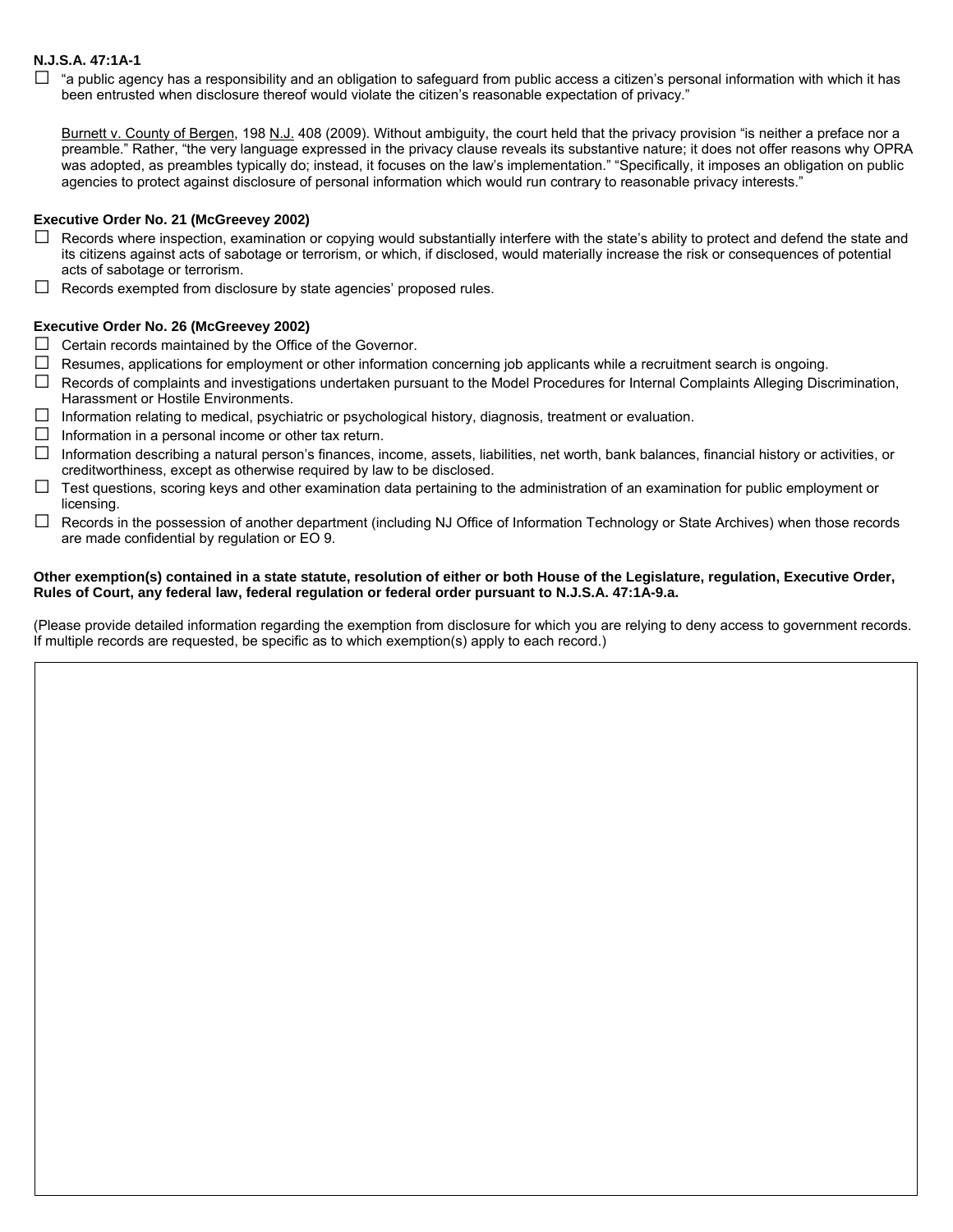**N.J.S.A. 47:1A-1**

- ☐ "a public agency has a responsibility and an obligation to safeguard from public access a citizen's personal information with which it has been entrusted when disclosure thereof would violate the citizen's reasonable expectation of privacy."

  Burnett v. County of Bergen, 198 N.J. 408 (2009). Without ambiguity, the court held that the privacy provision "is neither a preface nor a preamble." Rather, "the very language expressed in the privacy clause reveals its substantive nature; it does not offer reasons why OPRA was adopted, as preambles typically do; instead, it focuses on the law's implementation." "Specifically, it imposes an obligation on public agencies to protect against disclosure of personal information which would run contrary to reasonable privacy interests."

**Executive Order No. 21 (McGreevey 2002)**

- ☐ Records where inspection, examination or copying would substantially interfere with the state's ability to protect and defend the state and its citizens against acts of sabotage or terrorism, or which, if disclosed, would materially increase the risk or consequences of potential acts of sabotage or terrorism.
- ☐ Records exempted from disclosure by state agencies' proposed rules.

**Executive Order No. 26 (McGreevey 2002)**

- ☐ Certain records maintained by the Office of the Governor.
- ☐ Resumes, applications for employment or other information concerning job applicants while a recruitment search is ongoing.
- ☐ Records of complaints and investigations undertaken pursuant to the Model Procedures for Internal Complaints Alleging Discrimination, Harassment or Hostile Environments.
- ☐ Information relating to medical, psychiatric or psychological history, diagnosis, treatment or evaluation.
- ☐ Information in a personal income or other tax return.
- ☐ Information describing a natural person's finances, income, assets, liabilities, net worth, bank balances, financial history or activities, or creditworthiness, except as otherwise required by law to be disclosed.
- ☐ Test questions, scoring keys and other examination data pertaining to the administration of an examination for public employment or licensing.
- ☐ Records in the possession of another department (including NJ Office of Information Technology or State Archives) when those records are made confidential by regulation or EO 9.

**Other exemption(s) contained in a state statute, resolution of either or both House of the Legislature, regulation, Executive Order, Rules of Court, any federal law, federal regulation or federal order pursuant to N.J.S.A. 47:1A-9.a.**

(Please provide detailed information regarding the exemption from disclosure for which you are relying to deny access to government records. If multiple records are requested, be specific as to which exemption(s) apply to each record.)